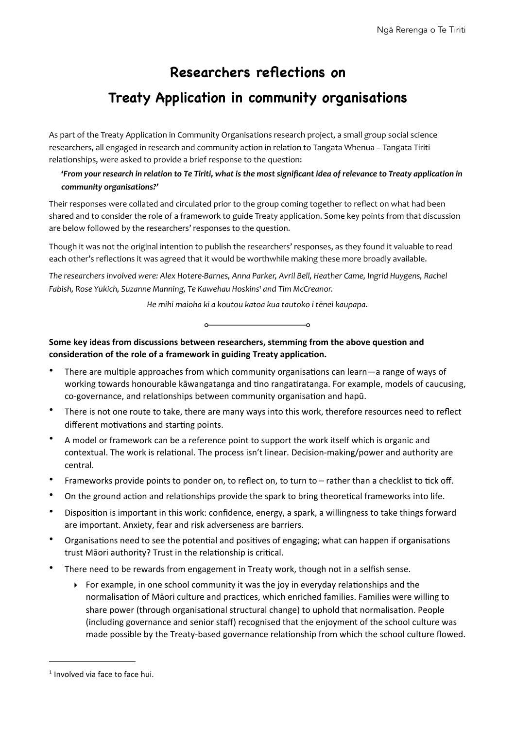# Researchers reflections on Treaty Application in community organisations

As part of the Treaty Application in Community Organisations research project, a small group social science researchers, all engaged in research and community action in relation to Tangata Whenua – Tangata Tiriti relationships, were asked to provide a brief response to the question:

> ***'From your research in relation to Te Tiriti, what is the most significant idea of relevance to Treaty application in community organisations?'***

Their responses were collated and circulated prior to the group coming together to reflect on what had been shared and to consider the role of a framework to guide Treaty application. Some key points from that discussion are below followed by the researchers' responses to the question.

Though it was not the original intention to publish the researchers' responses, as they found it valuable to read each other's reflections it was agreed that it would be worthwhile making these more broadly available.

*The researchers involved were: Alex Hotere-Barnes, Anna Parker, Avril Bell, Heather Came, Ingrid Huygens, Rachel Fabish, Rose Yukich, Suzanne Manning, Te Kawehau Hoskins[1] and Tim McCreanor.*

*He mihi maioha ki a koutou katoa kua tautoko i tēnei kaupapa.*

---

**Some key ideas from discussions between researchers, stemming from the above question and consideration of the role of a framework in guiding Treaty application.**

- There are multiple approaches from which community organisations can learn—a range of ways of working towards honourable kāwangatanga and tino rangatiratanga. For example, models of caucusing, co-governance, and relationships between community organisation and hapū.
- There is not one route to take, there are many ways into this work, therefore resources need to reflect different motivations and starting points.
- A model or framework can be a reference point to support the work itself which is organic and contextual. The work is relational. The process isn't linear. Decision-making/power and authority are central.
- Frameworks provide points to ponder on, to reflect on, to turn to – rather than a checklist to tick off.
- On the ground action and relationships provide the spark to bring theoretical frameworks into life.
- Disposition is important in this work: confidence, energy, a spark, a willingness to take things forward are important. Anxiety, fear and risk adverseness are barriers.
- Organisations need to see the potential and positives of engaging; what can happen if organisations trust Māori authority? Trust in the relationship is critical.
- There need to be rewards from engagement in Treaty work, though not in a selfish sense.
  - For example, in one school community it was the joy in everyday relationships and the normalisation of Māori culture and practices, which enriched families. Families were willing to share power (through organisational structural change) to uphold that normalisation. People (including governance and senior staff) recognised that the enjoyment of the school culture was made possible by the Treaty-based governance relationship from which the school culture flowed.

---

[1] Involved via face to face hui.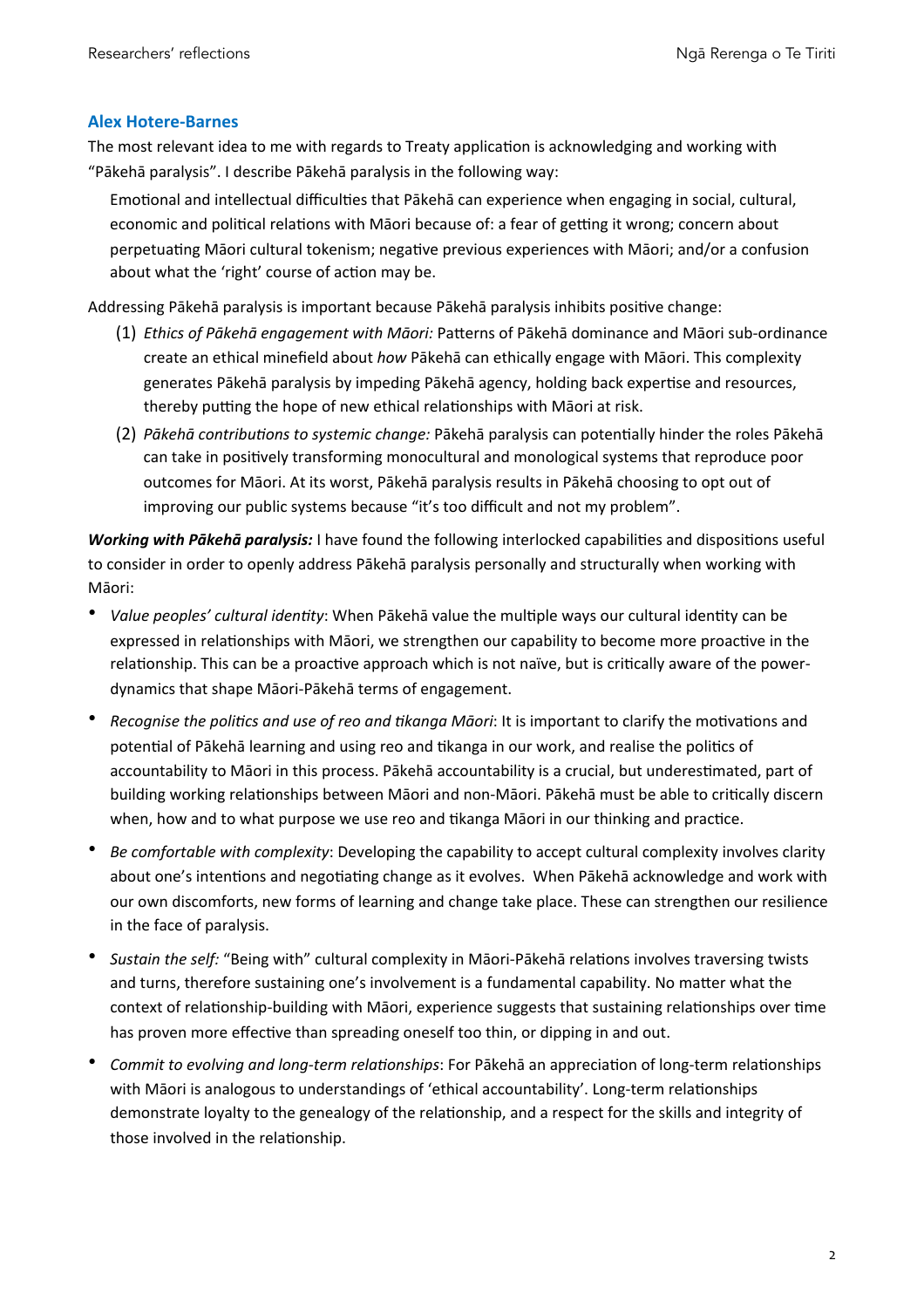### Alex Hotere-Barnes

The most relevant idea to me with regards to Treaty application is acknowledging and working with "Pākehā paralysis". I describe Pākehā paralysis in the following way:

> Emotional and intellectual difficulties that Pākehā can experience when engaging in social, cultural, economic and political relations with Māori because of: a fear of getting it wrong; concern about perpetuating Māori cultural tokenism; negative previous experiences with Māori; and/or a confusion about what the 'right' course of action may be.

Addressing Pākehā paralysis is important because Pākehā paralysis inhibits positive change:

(1) *Ethics of Pākehā engagement with Māori:* Patterns of Pākehā dominance and Māori sub-ordinance create an ethical minefield about *how* Pākehā can ethically engage with Māori. This complexity generates Pākehā paralysis by impeding Pākehā agency, holding back expertise and resources, thereby putting the hope of new ethical relationships with Māori at risk.

(2) *Pākehā contributions to systemic change:* Pākehā paralysis can potentially hinder the roles Pākehā can take in positively transforming monocultural and monological systems that reproduce poor outcomes for Māori. At its worst, Pākehā paralysis results in Pākehā choosing to opt out of improving our public systems because "it's too difficult and not my problem".

***Working with Pākehā paralysis:*** I have found the following interlocked capabilities and dispositions useful to consider in order to openly address Pākehā paralysis personally and structurally when working with Māori:

- *Value peoples' cultural identity*: When Pākehā value the multiple ways our cultural identity can be expressed in relationships with Māori, we strengthen our capability to become more proactive in the relationship. This can be a proactive approach which is not naïve, but is critically aware of the power-dynamics that shape Māori-Pākehā terms of engagement.
- *Recognise the politics and use of reo and tikanga Māori*: It is important to clarify the motivations and potential of Pākehā learning and using reo and tikanga in our work, and realise the politics of accountability to Māori in this process. Pākehā accountability is a crucial, but underestimated, part of building working relationships between Māori and non-Māori. Pākehā must be able to critically discern when, how and to what purpose we use reo and tikanga Māori in our thinking and practice.
- *Be comfortable with complexity*: Developing the capability to accept cultural complexity involves clarity about one's intentions and negotiating change as it evolves. When Pākehā acknowledge and work with our own discomforts, new forms of learning and change take place. These can strengthen our resilience in the face of paralysis.
- *Sustain the self:* "Being with" cultural complexity in Māori-Pākehā relations involves traversing twists and turns, therefore sustaining one's involvement is a fundamental capability. No matter what the context of relationship-building with Māori, experience suggests that sustaining relationships over time has proven more effective than spreading oneself too thin, or dipping in and out.
- *Commit to evolving and long-term relationships*: For Pākehā an appreciation of long-term relationships with Māori is analogous to understandings of 'ethical accountability'. Long-term relationships demonstrate loyalty to the genealogy of the relationship, and a respect for the skills and integrity of those involved in the relationship.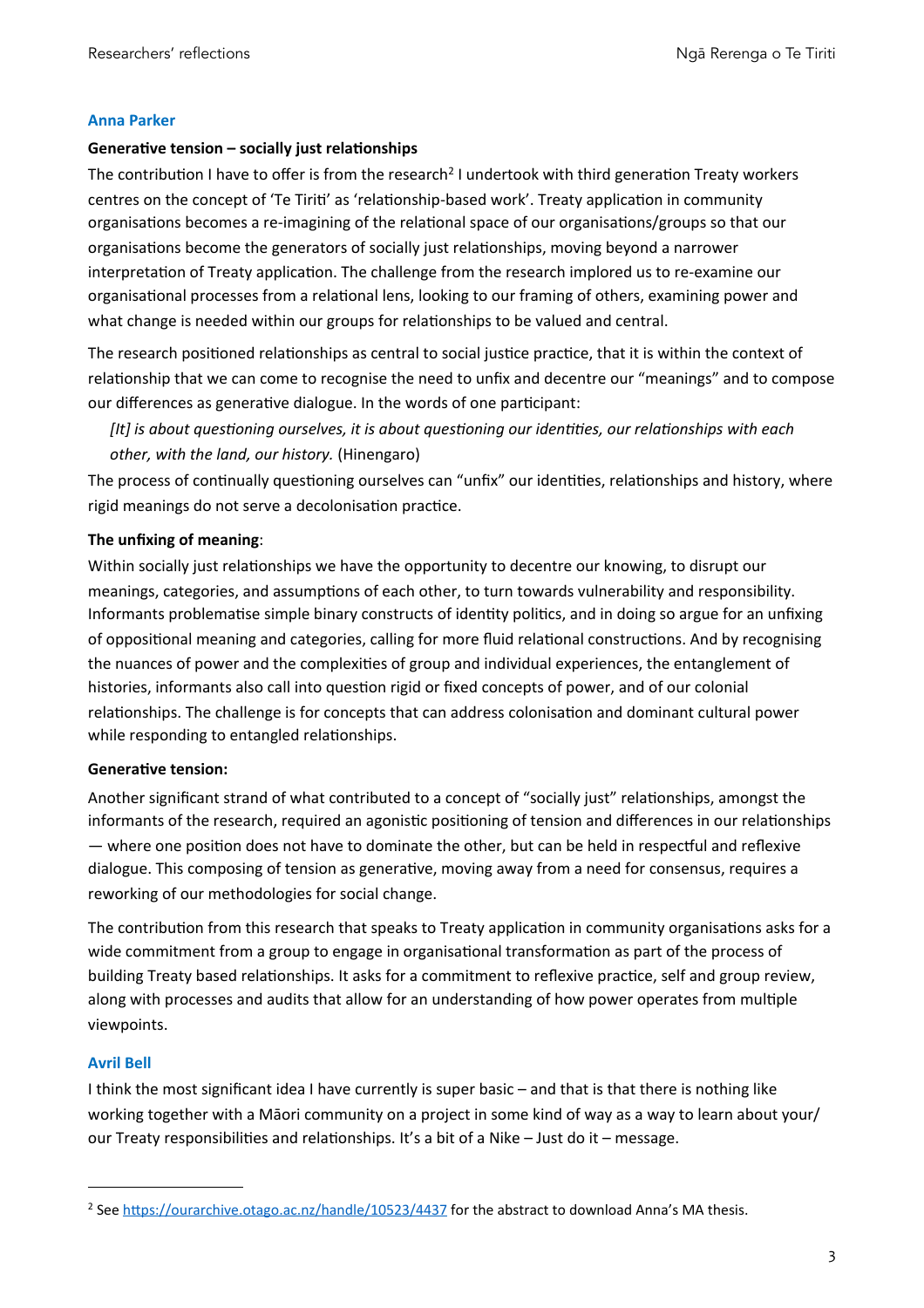### Anna Parker

**Generative tension – socially just relationships**

The contribution I have to offer is from the research[2] I undertook with third generation Treaty workers centres on the concept of 'Te Tiriti' as 'relationship-based work'. Treaty application in community organisations becomes a re-imagining of the relational space of our organisations/groups so that our organisations become the generators of socially just relationships, moving beyond a narrower interpretation of Treaty application. The challenge from the research implored us to re-examine our organisational processes from a relational lens, looking to our framing of others, examining power and what change is needed within our groups for relationships to be valued and central.

The research positioned relationships as central to social justice practice, that it is within the context of relationship that we can come to recognise the need to unfix and decentre our "meanings" and to compose our differences as generative dialogue. In the words of one participant:

> *[It] is about questioning ourselves, it is about questioning our identities, our relationships with each other, with the land, our history.* (Hinengaro)

The process of continually questioning ourselves can "unfix" our identities, relationships and history, where rigid meanings do not serve a decolonisation practice.

**The unfixing of meaning**:

Within socially just relationships we have the opportunity to decentre our knowing, to disrupt our meanings, categories, and assumptions of each other, to turn towards vulnerability and responsibility. Informants problematise simple binary constructs of identity politics, and in doing so argue for an unfixing of oppositional meaning and categories, calling for more fluid relational constructions. And by recognising the nuances of power and the complexities of group and individual experiences, the entanglement of histories, informants also call into question rigid or fixed concepts of power, and of our colonial relationships. The challenge is for concepts that can address colonisation and dominant cultural power while responding to entangled relationships.

**Generative tension:**

Another significant strand of what contributed to a concept of "socially just" relationships, amongst the informants of the research, required an agonistic positioning of tension and differences in our relationships — where one position does not have to dominate the other, but can be held in respectful and reflexive dialogue. This composing of tension as generative, moving away from a need for consensus, requires a reworking of our methodologies for social change.

The contribution from this research that speaks to Treaty application in community organisations asks for a wide commitment from a group to engage in organisational transformation as part of the process of building Treaty based relationships. It asks for a commitment to reflexive practice, self and group review, along with processes and audits that allow for an understanding of how power operates from multiple viewpoints.

### Avril Bell

I think the most significant idea I have currently is super basic – and that is that there is nothing like working together with a Māori community on a project in some kind of way as a way to learn about your/our Treaty responsibilities and relationships. It's a bit of a Nike – Just do it – message.

---

[2] See https://ourarchive.otago.ac.nz/handle/10523/4437 for the abstract to download Anna's MA thesis.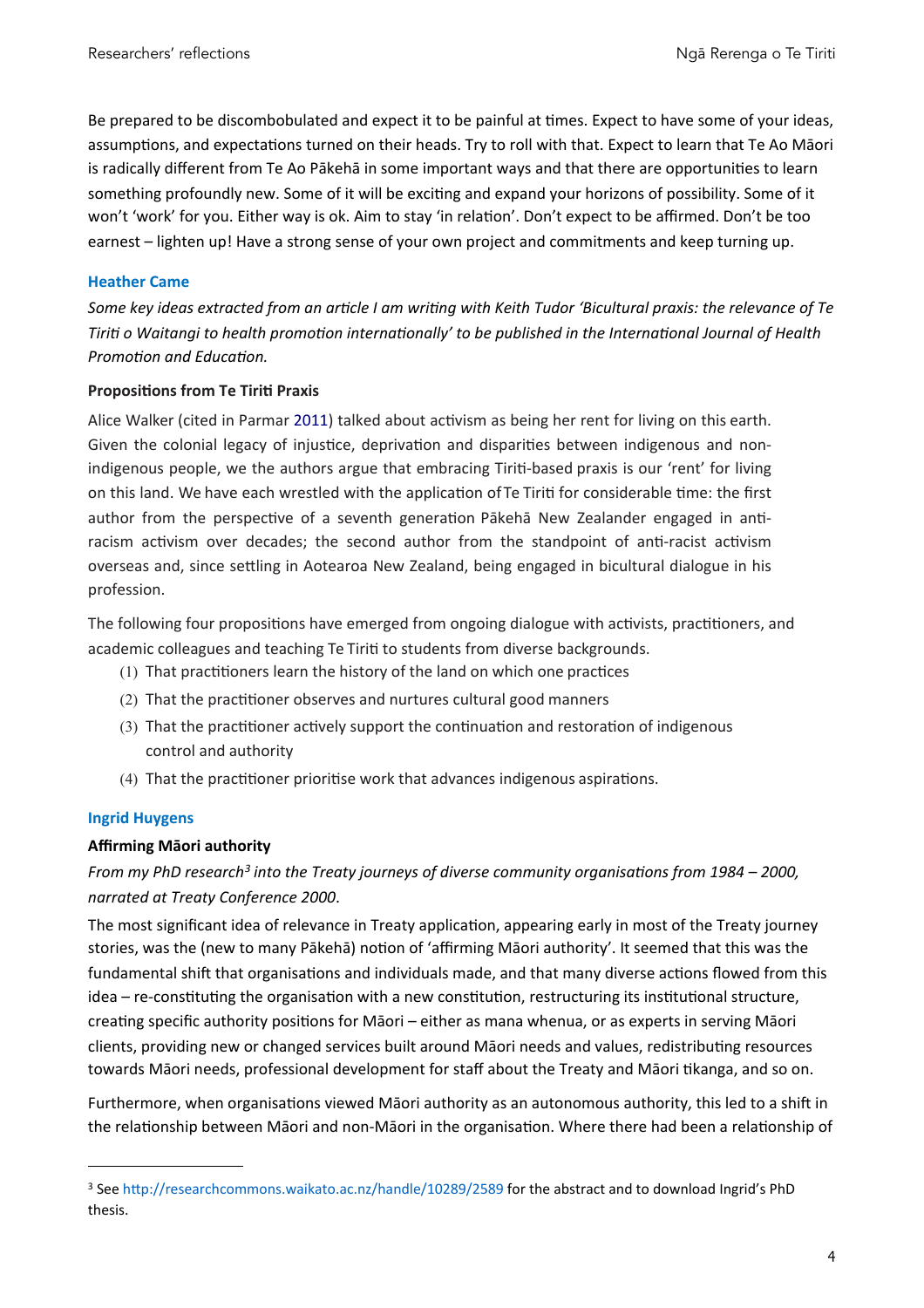Be prepared to be discombobulated and expect it to be painful at times. Expect to have some of your ideas, assumptions, and expectations turned on their heads. Try to roll with that. Expect to learn that Te Ao Māori is radically different from Te Ao Pākehā in some important ways and that there are opportunities to learn something profoundly new. Some of it will be exciting and expand your horizons of possibility. Some of it won't 'work' for you. Either way is ok. Aim to stay 'in relation'. Don't expect to be affirmed. Don't be too earnest – lighten up! Have a strong sense of your own project and commitments and keep turning up.

### Heather Came

*Some key ideas extracted from an article I am writing with Keith Tudor 'Bicultural praxis: the relevance of Te Tiriti o Waitangi to health promotion internationally' to be published in the International Journal of Health Promotion and Education.*

**Propositions from Te Tiriti Praxis**

Alice Walker (cited in Parmar 2011) talked about activism as being her rent for living on this earth. Given the colonial legacy of injustice, deprivation and disparities between indigenous and non-indigenous people, we the authors argue that embracing Tiriti-based praxis is our 'rent' for living on this land. We have each wrestled with the application of Te Tiriti for considerable time: the first author from the perspective of a seventh generation Pākehā New Zealander engaged in anti-racism activism over decades; the second author from the standpoint of anti-racist activism overseas and, since settling in Aotearoa New Zealand, being engaged in bicultural dialogue in his profession.

The following four propositions have emerged from ongoing dialogue with activists, practitioners, and academic colleagues and teaching Te Tiriti to students from diverse backgrounds.

1. That practitioners learn the history of the land on which one practices
2. That the practitioner observes and nurtures cultural good manners
3. That the practitioner actively support the continuation and restoration of indigenous control and authority
4. That the practitioner prioritise work that advances indigenous aspirations.

### Ingrid Huygens

**Affirming Māori authority**

*From my PhD research[3] into the Treaty journeys of diverse community organisations from 1984 – 2000, narrated at Treaty Conference 2000.*

The most significant idea of relevance in Treaty application, appearing early in most of the Treaty journey stories, was the (new to many Pākehā) notion of 'affirming Māori authority'. It seemed that this was the fundamental shift that organisations and individuals made, and that many diverse actions flowed from this idea – re-constituting the organisation with a new constitution, restructuring its institutional structure, creating specific authority positions for Māori – either as mana whenua, or as experts in serving Māori clients, providing new or changed services built around Māori needs and values, redistributing resources towards Māori needs, professional development for staff about the Treaty and Māori tikanga, and so on.

Furthermore, when organisations viewed Māori authority as an autonomous authority, this led to a shift in the relationship between Māori and non-Māori in the organisation. Where there had been a relationship of

---

[3] See http://researchcommons.waikato.ac.nz/handle/10289/2589 for the abstract and to download Ingrid's PhD thesis.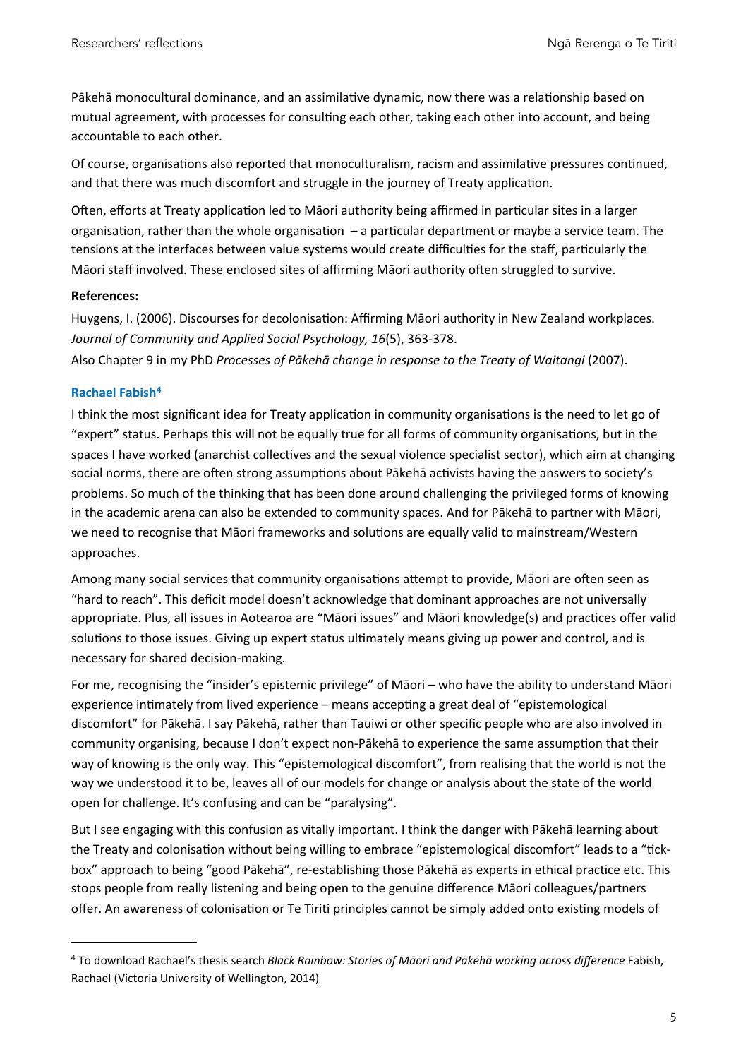Pākehā monocultural dominance, and an assimilative dynamic, now there was a relationship based on mutual agreement, with processes for consulting each other, taking each other into account, and being accountable to each other.

Of course, organisations also reported that monoculturalism, racism and assimilative pressures continued, and that there was much discomfort and struggle in the journey of Treaty application.

Often, efforts at Treaty application led to Māori authority being affirmed in particular sites in a larger organisation, rather than the whole organisation – a particular department or maybe a service team. The tensions at the interfaces between value systems would create difficulties for the staff, particularly the Māori staff involved. These enclosed sites of affirming Māori authority often struggled to survive.

**References:**

Huygens, I. (2006). Discourses for decolonisation: Affirming Māori authority in New Zealand workplaces. *Journal of Community and Applied Social Psychology, 16*(5), 363-378.

Also Chapter 9 in my PhD *Processes of Pākehā change in response to the Treaty of Waitangi* (2007).

### Rachael Fabish[4]

I think the most significant idea for Treaty application in community organisations is the need to let go of "expert" status. Perhaps this will not be equally true for all forms of community organisations, but in the spaces I have worked (anarchist collectives and the sexual violence specialist sector), which aim at changing social norms, there are often strong assumptions about Pākehā activists having the answers to society's problems. So much of the thinking that has been done around challenging the privileged forms of knowing in the academic arena can also be extended to community spaces. And for Pākehā to partner with Māori, we need to recognise that Māori frameworks and solutions are equally valid to mainstream/Western approaches.

Among many social services that community organisations attempt to provide, Māori are often seen as "hard to reach". This deficit model doesn't acknowledge that dominant approaches are not universally appropriate. Plus, all issues in Aotearoa are "Māori issues" and Māori knowledge(s) and practices offer valid solutions to those issues. Giving up expert status ultimately means giving up power and control, and is necessary for shared decision-making.

For me, recognising the "insider's epistemic privilege" of Māori – who have the ability to understand Māori experience intimately from lived experience – means accepting a great deal of "epistemological discomfort" for Pākehā. I say Pākehā, rather than Tauiwi or other specific people who are also involved in community organising, because I don't expect non-Pākehā to experience the same assumption that their way of knowing is the only way. This "epistemological discomfort", from realising that the world is not the way we understood it to be, leaves all of our models for change or analysis about the state of the world open for challenge. It's confusing and can be "paralysing".

But I see engaging with this confusion as vitally important. I think the danger with Pākehā learning about the Treaty and colonisation without being willing to embrace "epistemological discomfort" leads to a "tick-box" approach to being "good Pākehā", re-establishing those Pākehā as experts in ethical practice etc. This stops people from really listening and being open to the genuine difference Māori colleagues/partners offer. An awareness of colonisation or Te Tiriti principles cannot be simply added onto existing models of

---

[4] To download Rachael's thesis search *Black Rainbow: Stories of Māori and Pākehā working across difference* Fabish, Rachael (Victoria University of Wellington, 2014)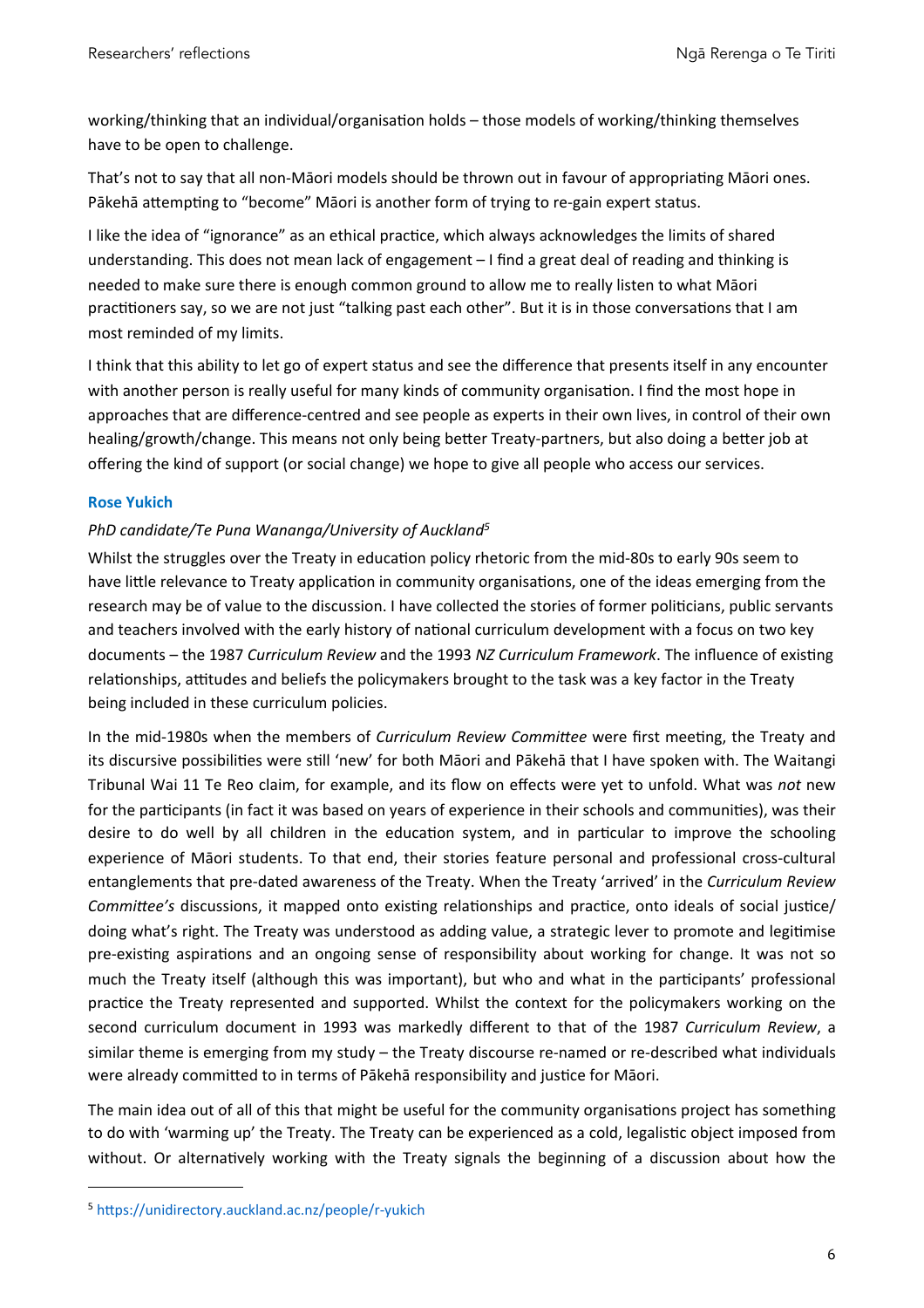working/thinking that an individual/organisation holds – those models of working/thinking themselves have to be open to challenge.

That's not to say that all non-Māori models should be thrown out in favour of appropriating Māori ones. Pākehā attempting to "become" Māori is another form of trying to re-gain expert status.

I like the idea of "ignorance" as an ethical practice, which always acknowledges the limits of shared understanding. This does not mean lack of engagement – I find a great deal of reading and thinking is needed to make sure there is enough common ground to allow me to really listen to what Māori practitioners say, so we are not just "talking past each other". But it is in those conversations that I am most reminded of my limits.

I think that this ability to let go of expert status and see the difference that presents itself in any encounter with another person is really useful for many kinds of community organisation. I find the most hope in approaches that are difference-centred and see people as experts in their own lives, in control of their own healing/growth/change. This means not only being better Treaty-partners, but also doing a better job at offering the kind of support (or social change) we hope to give all people who access our services.

### Rose Yukich

*PhD candidate/Te Puna Wananga/University of Auckland*[5]

Whilst the struggles over the Treaty in education policy rhetoric from the mid-80s to early 90s seem to have little relevance to Treaty application in community organisations, one of the ideas emerging from the research may be of value to the discussion. I have collected the stories of former politicians, public servants and teachers involved with the early history of national curriculum development with a focus on two key documents – the 1987 *Curriculum Review* and the 1993 *NZ Curriculum Framework*. The influence of existing relationships, attitudes and beliefs the policymakers brought to the task was a key factor in the Treaty being included in these curriculum policies.

In the mid-1980s when the members of *Curriculum Review Committee* were first meeting, the Treaty and its discursive possibilities were still 'new' for both Māori and Pākehā that I have spoken with. The Waitangi Tribunal Wai 11 Te Reo claim, for example, and its flow on effects were yet to unfold. What was *not* new for the participants (in fact it was based on years of experience in their schools and communities), was their desire to do well by all children in the education system, and in particular to improve the schooling experience of Māori students. To that end, their stories feature personal and professional cross-cultural entanglements that pre-dated awareness of the Treaty. When the Treaty 'arrived' in the *Curriculum Review Committee's* discussions, it mapped onto existing relationships and practice, onto ideals of social justice/doing what's right. The Treaty was understood as adding value, a strategic lever to promote and legitimise pre-existing aspirations and an ongoing sense of responsibility about working for change. It was not so much the Treaty itself (although this was important), but who and what in the participants' professional practice the Treaty represented and supported. Whilst the context for the policymakers working on the second curriculum document in 1993 was markedly different to that of the 1987 *Curriculum Review*, a similar theme is emerging from my study – the Treaty discourse re-named or re-described what individuals were already committed to in terms of Pākehā responsibility and justice for Māori.

The main idea out of all of this that might be useful for the community organisations project has something to do with 'warming up' the Treaty. The Treaty can be experienced as a cold, legalistic object imposed from without. Or alternatively working with the Treaty signals the beginning of a discussion about how the

---

[5] https://unidirectory.auckland.ac.nz/people/r-yukich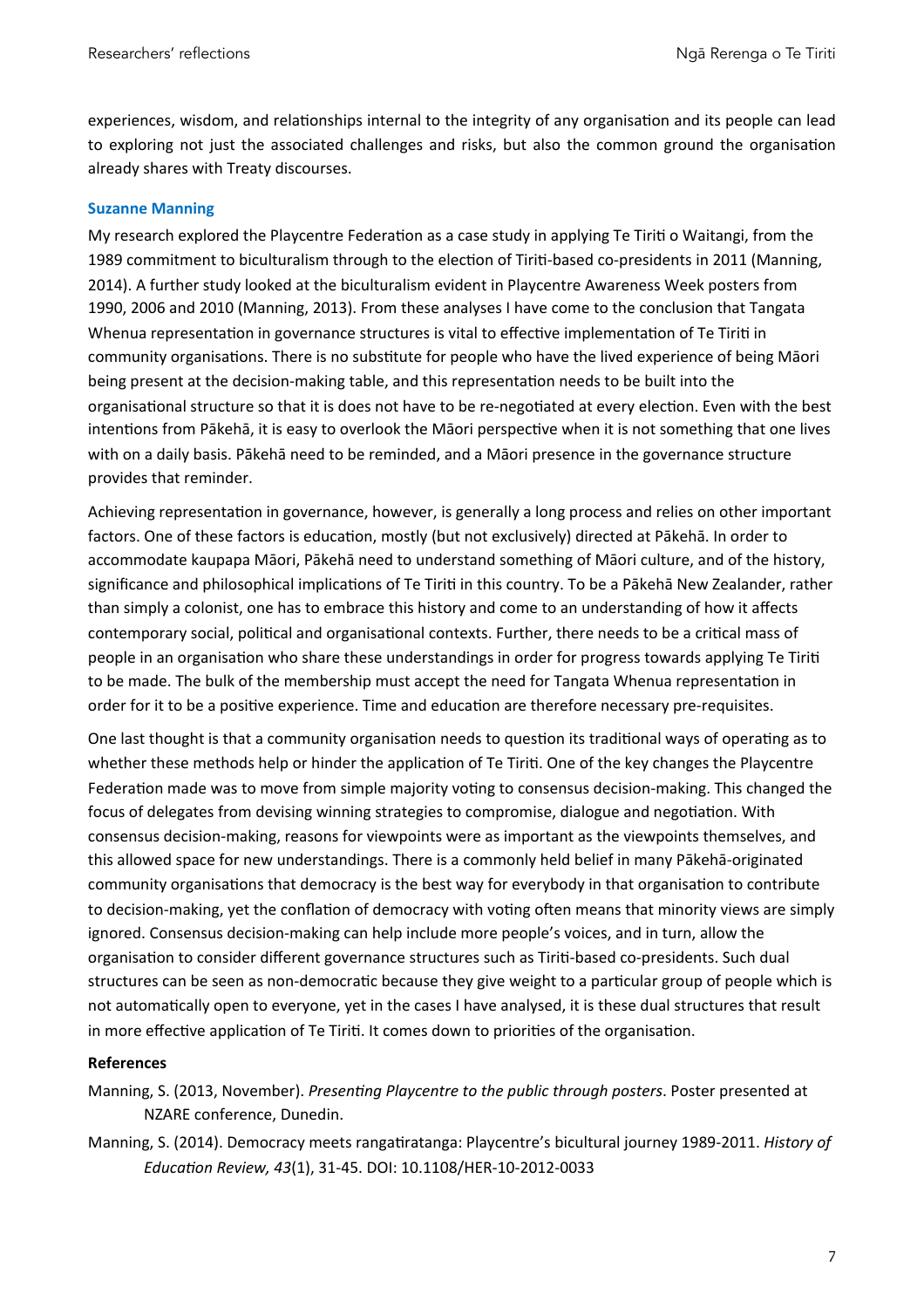experiences, wisdom, and relationships internal to the integrity of any organisation and its people can lead to exploring not just the associated challenges and risks, but also the common ground the organisation already shares with Treaty discourses.

### Suzanne Manning

My research explored the Playcentre Federation as a case study in applying Te Tiriti o Waitangi, from the 1989 commitment to biculturalism through to the election of Tiriti-based co-presidents in 2011 (Manning, 2014). A further study looked at the biculturalism evident in Playcentre Awareness Week posters from 1990, 2006 and 2010 (Manning, 2013). From these analyses I have come to the conclusion that Tangata Whenua representation in governance structures is vital to effective implementation of Te Tiriti in community organisations. There is no substitute for people who have the lived experience of being Māori being present at the decision-making table, and this representation needs to be built into the organisational structure so that it is does not have to be re-negotiated at every election. Even with the best intentions from Pākehā, it is easy to overlook the Māori perspective when it is not something that one lives with on a daily basis. Pākehā need to be reminded, and a Māori presence in the governance structure provides that reminder.

Achieving representation in governance, however, is generally a long process and relies on other important factors. One of these factors is education, mostly (but not exclusively) directed at Pākehā. In order to accommodate kaupapa Māori, Pākehā need to understand something of Māori culture, and of the history, significance and philosophical implications of Te Tiriti in this country. To be a Pākehā New Zealander, rather than simply a colonist, one has to embrace this history and come to an understanding of how it affects contemporary social, political and organisational contexts. Further, there needs to be a critical mass of people in an organisation who share these understandings in order for progress towards applying Te Tiriti to be made. The bulk of the membership must accept the need for Tangata Whenua representation in order for it to be a positive experience. Time and education are therefore necessary pre-requisites.

One last thought is that a community organisation needs to question its traditional ways of operating as to whether these methods help or hinder the application of Te Tiriti. One of the key changes the Playcentre Federation made was to move from simple majority voting to consensus decision-making. This changed the focus of delegates from devising winning strategies to compromise, dialogue and negotiation. With consensus decision-making, reasons for viewpoints were as important as the viewpoints themselves, and this allowed space for new understandings. There is a commonly held belief in many Pākehā-originated community organisations that democracy is the best way for everybody in that organisation to contribute to decision-making, yet the conflation of democracy with voting often means that minority views are simply ignored. Consensus decision-making can help include more people's voices, and in turn, allow the organisation to consider different governance structures such as Tiriti-based co-presidents. Such dual structures can be seen as non-democratic because they give weight to a particular group of people which is not automatically open to everyone, yet in the cases I have analysed, it is these dual structures that result in more effective application of Te Tiriti. It comes down to priorities of the organisation.

#### References

Manning, S. (2013, November). *Presenting Playcentre to the public through posters*. Poster presented at NZARE conference, Dunedin.

Manning, S. (2014). Democracy meets rangatiratanga: Playcentre's bicultural journey 1989-2011. *History of Education Review, 43*(1), 31-45. DOI: 10.1108/HER-10-2012-0033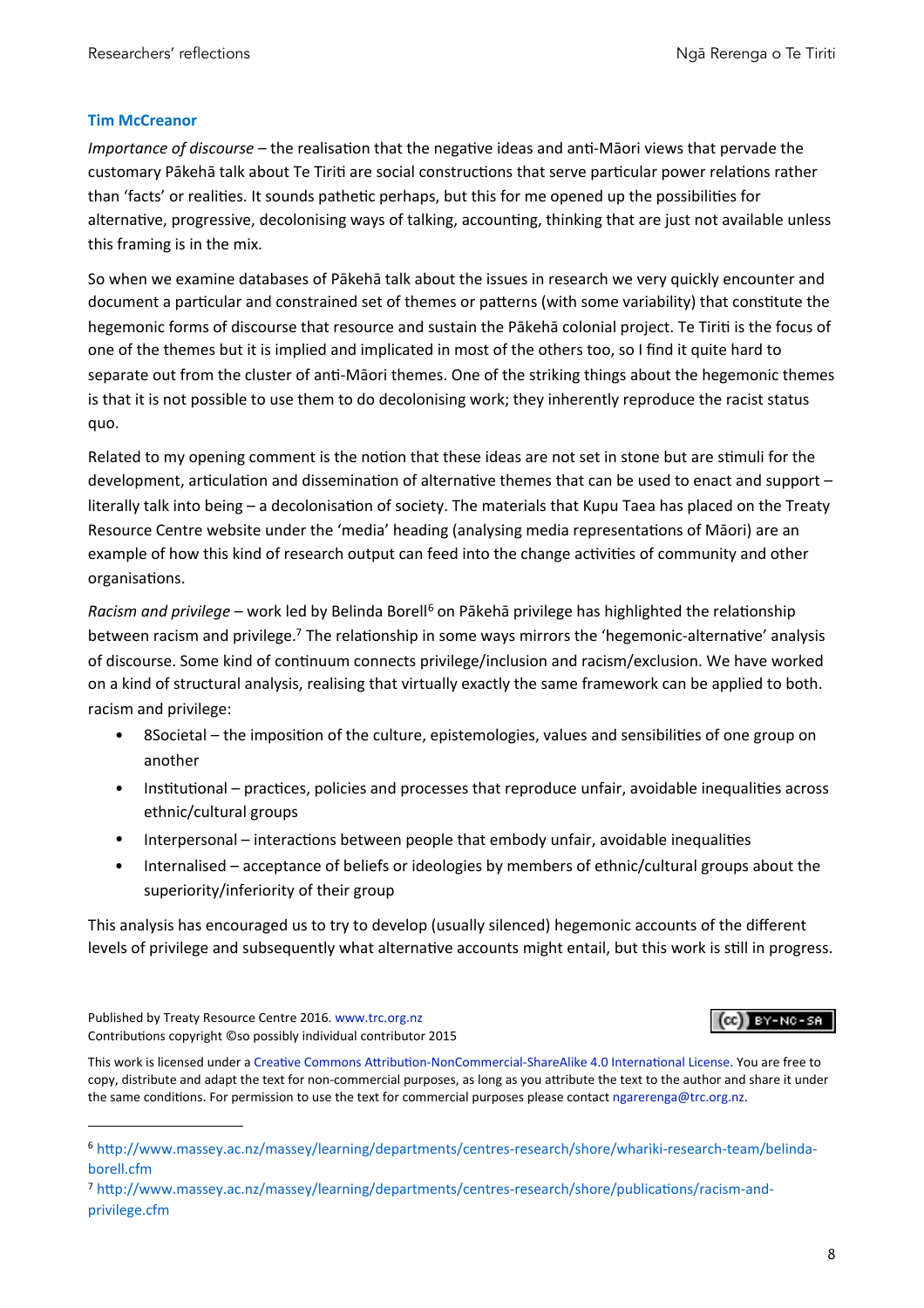### Tim McCreanor

*Importance of discourse* – the realisation that the negative ideas and anti-Māori views that pervade the customary Pākehā talk about Te Tiriti are social constructions that serve particular power relations rather than 'facts' or realities. It sounds pathetic perhaps, but this for me opened up the possibilities for alternative, progressive, decolonising ways of talking, accounting, thinking that are just not available unless this framing is in the mix.

So when we examine databases of Pākehā talk about the issues in research we very quickly encounter and document a particular and constrained set of themes or patterns (with some variability) that constitute the hegemonic forms of discourse that resource and sustain the Pākehā colonial project. Te Tiriti is the focus of one of the themes but it is implied and implicated in most of the others too, so I find it quite hard to separate out from the cluster of anti-Māori themes. One of the striking things about the hegemonic themes is that it is not possible to use them to do decolonising work; they inherently reproduce the racist status quo.

Related to my opening comment is the notion that these ideas are not set in stone but are stimuli for the development, articulation and dissemination of alternative themes that can be used to enact and support – literally talk into being – a decolonisation of society. The materials that Kupu Taea has placed on the Treaty Resource Centre website under the 'media' heading (analysing media representations of Māori) are an example of how this kind of research output can feed into the change activities of community and other organisations.

*Racism and privilege* – work led by Belinda Borell[6] on Pākehā privilege has highlighted the relationship between racism and privilege.[7] The relationship in some ways mirrors the 'hegemonic-alternative' analysis of discourse. Some kind of continuum connects privilege/inclusion and racism/exclusion. We have worked on a kind of structural analysis, realising that virtually exactly the same framework can be applied to both. racism and privilege:

- 8Societal – the imposition of the culture, epistemologies, values and sensibilities of one group on another
- Institutional – practices, policies and processes that reproduce unfair, avoidable inequalities across ethnic/cultural groups
- Interpersonal – interactions between people that embody unfair, avoidable inequalities
- Internalised – acceptance of beliefs or ideologies by members of ethnic/cultural groups about the superiority/inferiority of their group

This analysis has encouraged us to try to develop (usually silenced) hegemonic accounts of the different levels of privilege and subsequently what alternative accounts might entail, but this work is still in progress.

Published by Treaty Resource Centre 2016. www.trc.org.nz
Contributions copyright ©so possibly individual contributor 2015

This work is licensed under a Creative Commons Attribution-NonCommercial-ShareAlike 4.0 International License. You are free to copy, distribute and adapt the text for non-commercial purposes, as long as you attribute the text to the author and share it under the same conditions. For permission to use the text for commercial purposes please contact ngarerenga@trc.org.nz.

[6] http://www.massey.ac.nz/massey/learning/departments/centres-research/shore/whariki-research-team/belinda-borell.cfm

[7] http://www.massey.ac.nz/massey/learning/departments/centres-research/shore/publications/racism-and-privilege.cfm